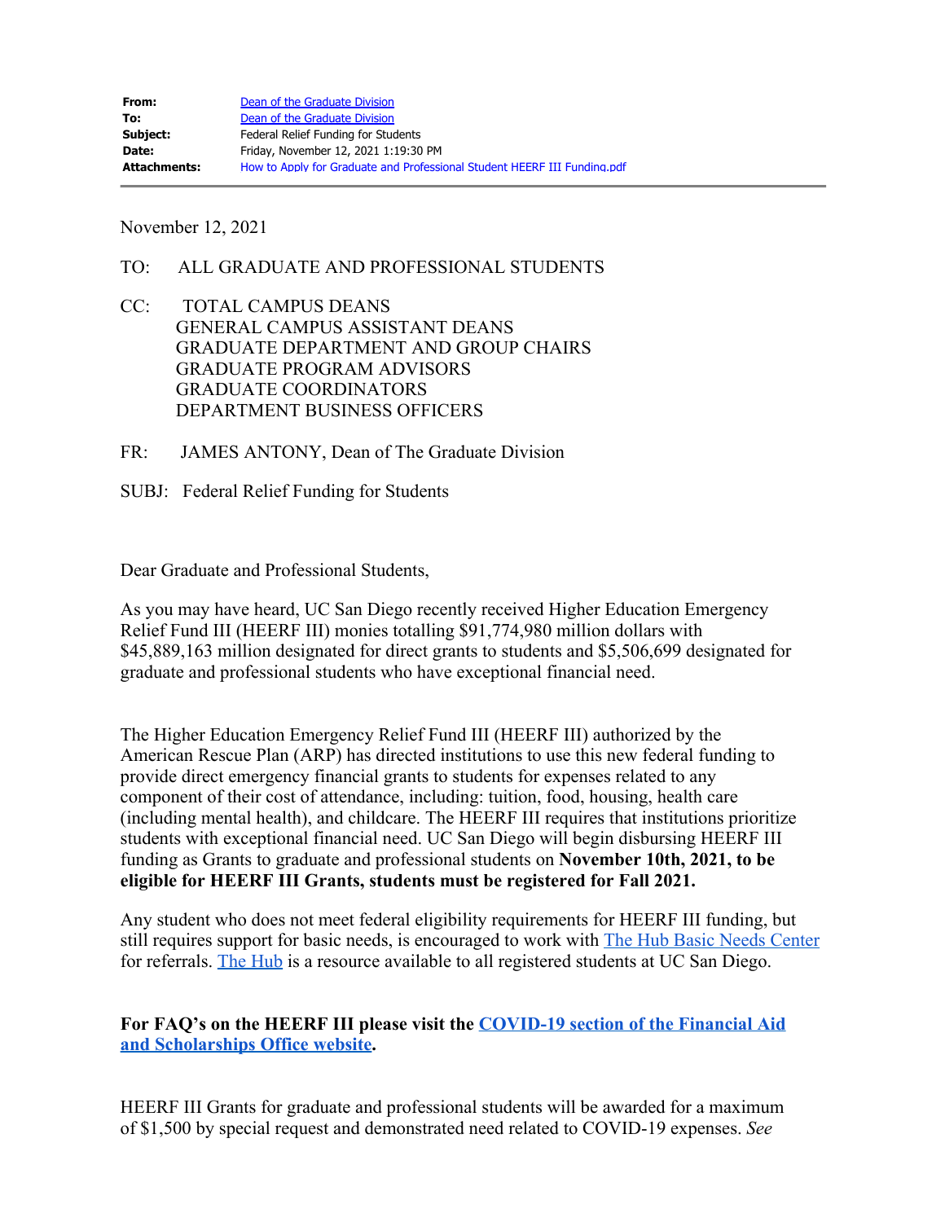| | |
|---|---|
| **From:** | [Dean of the Graduate Division]() |
| **To:** | [Dean of the Graduate Division]() |
| **Subject:** | Federal Relief Funding for Students |
| **Date:** | Friday, November 12, 2021 1:19:30 PM |
| **Attachments:** | [How to Apply for Graduate and Professional Student HEERF III Funding.pdf]() |

---

November 12, 2021

TO: ALL GRADUATE AND PROFESSIONAL STUDENTS

CC: TOTAL CAMPUS DEANS
GENERAL CAMPUS ASSISTANT DEANS
GRADUATE DEPARTMENT AND GROUP CHAIRS
GRADUATE PROGRAM ADVISORS
GRADUATE COORDINATORS
DEPARTMENT BUSINESS OFFICERS

FR: JAMES ANTONY, Dean of The Graduate Division

SUBJ: Federal Relief Funding for Students

Dear Graduate and Professional Students,

As you may have heard, UC San Diego recently received Higher Education Emergency Relief Fund III (HEERF III) monies totalling $91,774,980 million dollars with $45,889,163 million designated for direct grants to students and $5,506,699 designated for graduate and professional students who have exceptional financial need.

The Higher Education Emergency Relief Fund III (HEERF III) authorized by the American Rescue Plan (ARP) has directed institutions to use this new federal funding to provide direct emergency financial grants to students for expenses related to any component of their cost of attendance, including: tuition, food, housing, health care (including mental health), and childcare. The HEERF III requires that institutions prioritize students with exceptional financial need. UC San Diego will begin disbursing HEERF III funding as Grants to graduate and professional students on **November 10th, 2021, to be eligible for HEERF III Grants, students must be registered for Fall 2021.**

Any student who does not meet federal eligibility requirements for HEERF III funding, but still requires support for basic needs, is encouraged to work with [The Hub Basic Needs Center]() for referrals. [The Hub]() is a resource available to all registered students at UC San Diego.

**For FAQ's on the HEERF III please visit the [COVID-19 section of the Financial Aid and Scholarships Office website]().**

HEERF III Grants for graduate and professional students will be awarded for a maximum of $1,500 by special request and demonstrated need related to COVID-19 expenses. *See*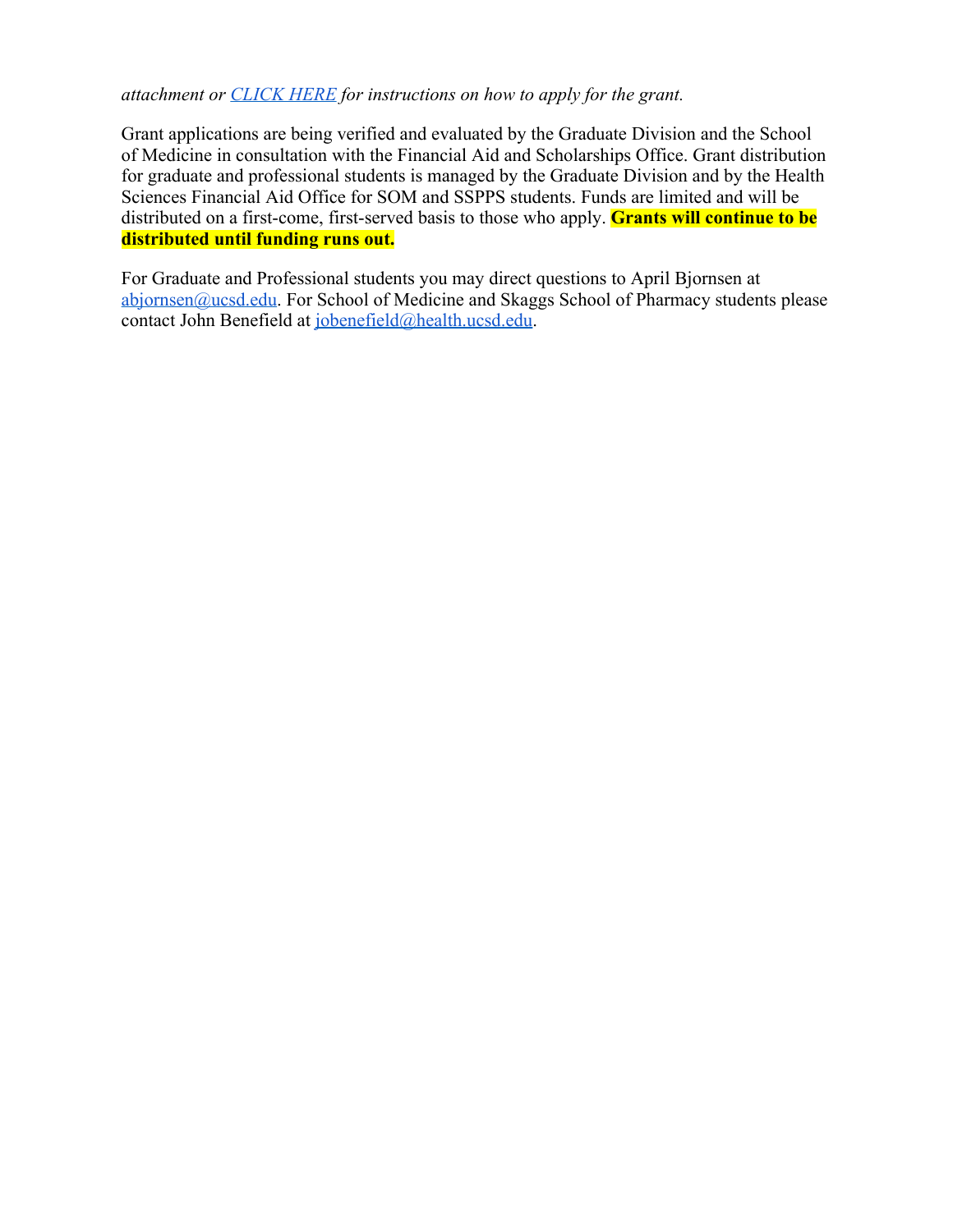*attachment or CLICK HERE for instructions on how to apply for the grant.*

Grant applications are being verified and evaluated by the Graduate Division and the School of Medicine in consultation with the Financial Aid and Scholarships Office. Grant distribution for graduate and professional students is managed by the Graduate Division and by the Health Sciences Financial Aid Office for SOM and SSPPS students. Funds are limited and will be distributed on a first-come, first-served basis to those who apply. **Grants will continue to be distributed until funding runs out.**

For Graduate and Professional students you may direct questions to April Bjornsen at abjornsen@ucsd.edu. For School of Medicine and Skaggs School of Pharmacy students please contact John Benefield at jobenefield@health.ucsd.edu.